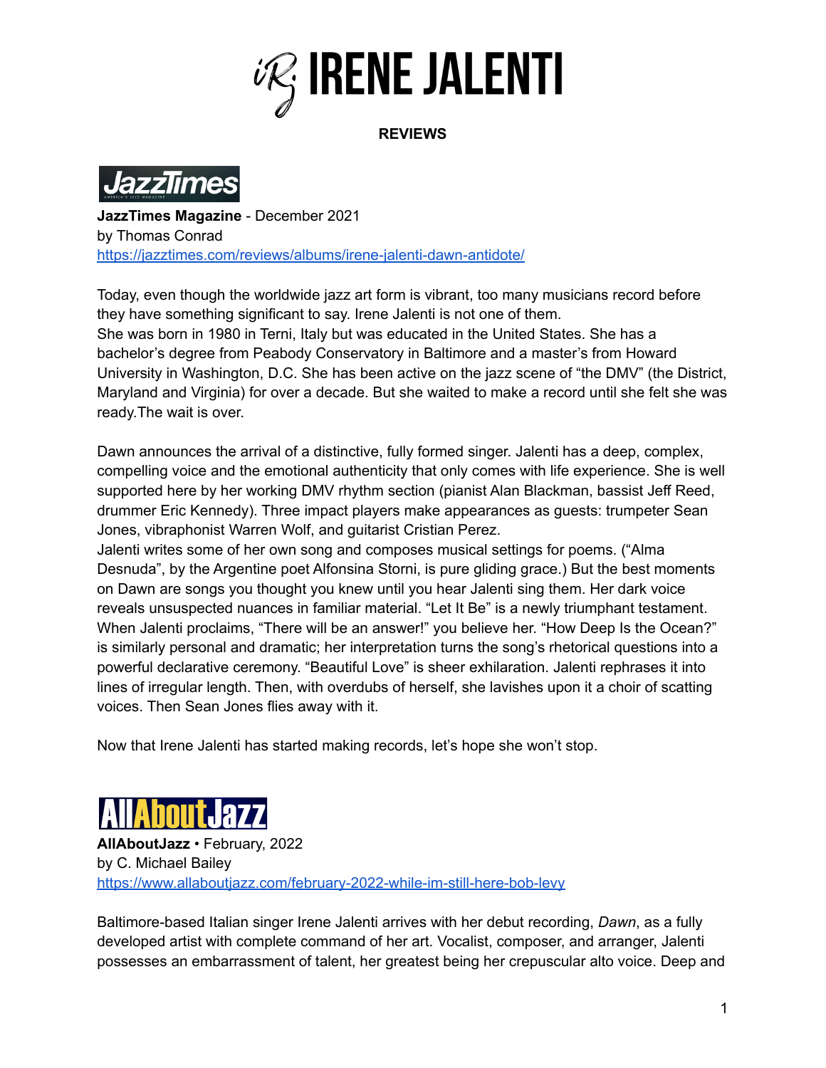# IRENE JALENTI

**REVIEWS**

JazzTimes

**JazzTimes Magazine** - December 2021
by Thomas Conrad
https://jazztimes.com/reviews/albums/irene-jalenti-dawn-antidote/

Today, even though the worldwide jazz art form is vibrant, too many musicians record before they have something significant to say. Irene Jalenti is not one of them.
She was born in 1980 in Terni, Italy but was educated in the United States. She has a bachelor's degree from Peabody Conservatory in Baltimore and a master's from Howard University in Washington, D.C. She has been active on the jazz scene of "the DMV" (the District, Maryland and Virginia) for over a decade. But she waited to make a record until she felt she was ready.The wait is over.

Dawn announces the arrival of a distinctive, fully formed singer. Jalenti has a deep, complex, compelling voice and the emotional authenticity that only comes with life experience. She is well supported here by her working DMV rhythm section (pianist Alan Blackman, bassist Jeff Reed, drummer Eric Kennedy). Three impact players make appearances as guests: trumpeter Sean Jones, vibraphonist Warren Wolf, and guitarist Cristian Perez.
Jalenti writes some of her own song and composes musical settings for poems. ("Alma Desnuda", by the Argentine poet Alfonsina Storni, is pure gliding grace.) But the best moments on Dawn are songs you thought you knew until you hear Jalenti sing them. Her dark voice reveals unsuspected nuances in familiar material. "Let It Be" is a newly triumphant testament. When Jalenti proclaims, "There will be an answer!" you believe her. "How Deep Is the Ocean?" is similarly personal and dramatic; her interpretation turns the song's rhetorical questions into a powerful declarative ceremony. "Beautiful Love" is sheer exhilaration. Jalenti rephrases it into lines of irregular length. Then, with overdubs of herself, she lavishes upon it a choir of scatting voices. Then Sean Jones flies away with it.

Now that Irene Jalenti has started making records, let's hope she won't stop.

AllAboutJazz

**AllAboutJazz** • February, 2022
by C. Michael Bailey
https://www.allaboutjazz.com/february-2022-while-im-still-here-bob-levy

Baltimore-based Italian singer Irene Jalenti arrives with her debut recording, *Dawn*, as a fully developed artist with complete command of her art. Vocalist, composer, and arranger, Jalenti possesses an embarrassment of talent, her greatest being her crepuscular alto voice. Deep and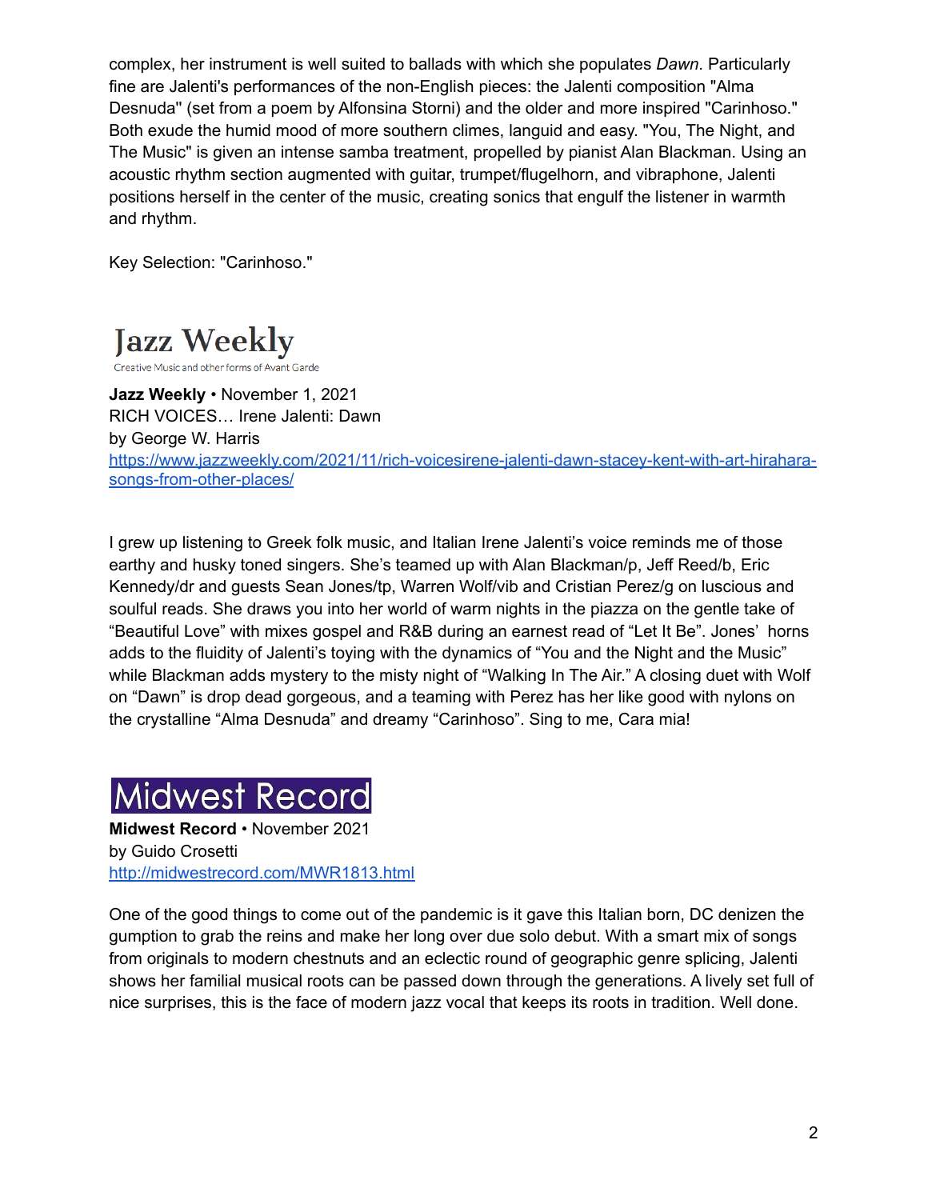complex, her instrument is well suited to ballads with which she populates *Dawn*. Particularly fine are Jalenti's performances of the non-English pieces: the Jalenti composition "Alma Desnuda" (set from a poem by Alfonsina Storni) and the older and more inspired "Carinhoso." Both exude the humid mood of more southern climes, languid and easy. "You, The Night, and The Music" is given an intense samba treatment, propelled by pianist Alan Blackman. Using an acoustic rhythm section augmented with guitar, trumpet/flugelhorn, and vibraphone, Jalenti positions herself in the center of the music, creating sonics that engulf the listener in warmth and rhythm.

Key Selection: "Carinhoso."

## Jazz Weekly

Creative Music and other forms of Avant Garde

**Jazz Weekly** • November 1, 2021
RICH VOICES… Irene Jalenti: Dawn
by George W. Harris
[https://www.jazzweekly.com/2021/11/rich-voicesirene-jalenti-dawn-stacey-kent-with-art-hirahara-songs-from-other-places/](https://www.jazzweekly.com/2021/11/rich-voicesirene-jalenti-dawn-stacey-kent-with-art-hirahara-songs-from-other-places/)

I grew up listening to Greek folk music, and Italian Irene Jalenti's voice reminds me of those earthy and husky toned singers. She's teamed up with Alan Blackman/p, Jeff Reed/b, Eric Kennedy/dr and guests Sean Jones/tp, Warren Wolf/vib and Cristian Perez/g on luscious and soulful reads. She draws you into her world of warm nights in the piazza on the gentle take of "Beautiful Love" with mixes gospel and R&B during an earnest read of "Let It Be". Jones' horns adds to the fluidity of Jalenti's toying with the dynamics of "You and the Night and the Music" while Blackman adds mystery to the misty night of "Walking In The Air." A closing duet with Wolf on "Dawn" is drop dead gorgeous, and a teaming with Perez has her like good with nylons on the crystalline "Alma Desnuda" and dreamy "Carinhoso". Sing to me, Cara mia!

## Midwest Record

**Midwest Record** • November 2021
by Guido Crosetti
[http://midwestrecord.com/MWR1813.html](http://midwestrecord.com/MWR1813.html)

One of the good things to come out of the pandemic is it gave this Italian born, DC denizen the gumption to grab the reins and make her long over due solo debut. With a smart mix of songs from originals to modern chestnuts and an eclectic round of geographic genre splicing, Jalenti shows her familial musical roots can be passed down through the generations. A lively set full of nice surprises, this is the face of modern jazz vocal that keeps its roots in tradition. Well done.